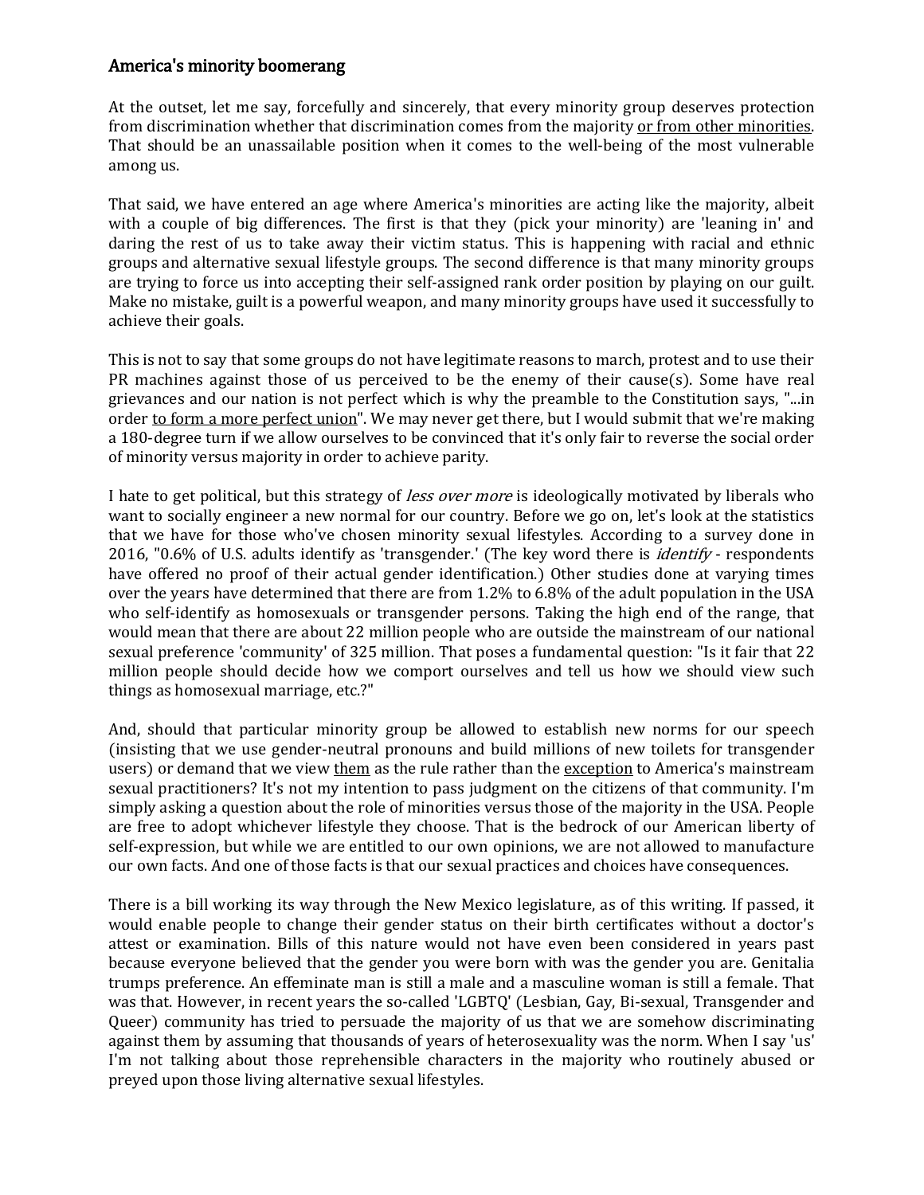## America's minority boomerang

At the outset, let me say, forcefully and sincerely, that every minority group deserves protection from discrimination whether that discrimination comes from the majority <u>or from other minorities</u>. That should be an unassailable position when it comes to the well-being of the most vulnerable among us.

That said, we have entered an age where America's minorities are acting like the majority, albeit with a couple of big differences. The first is that they (pick your minority) are 'leaning in' and daring the rest of us to take away their victim status. This is happening with racial and ethnic groups and alternative sexual lifestyle groups. The second difference is that many minority groups are trying to force us into accepting their self-assigned rank order position by playing on our guilt. Make no mistake, guilt is a powerful weapon, and many minority groups have used it successfully to achieve their goals.

This is not to say that some groups do not have legitimate reasons to march, protest and to use their PR machines against those of us perceived to be the enemy of their cause(s). Some have real grievances and our nation is not perfect which is why the preamble to the Constitution says, "...in order <u>to form a more perfect union</u>". We may never get there, but I would submit that we're making a 180-degree turn if we allow ourselves to be convinced that it's only fair to reverse the social order of minority versus majority in order to achieve parity.

I hate to get political, but this strategy of *less over more* is ideologically motivated by liberals who want to socially engineer a new normal for our country. Before we go on, let's look at the statistics that we have for those who've chosen minority sexual lifestyles. According to a survey done in 2016, "0.6% of U.S. adults identify as 'transgender.' (The key word there is *identify* - respondents have offered no proof of their actual gender identification.) Other studies done at varying times over the years have determined that there are from 1.2% to 6.8% of the adult population in the USA who self-identify as homosexuals or transgender persons. Taking the high end of the range, that would mean that there are about 22 million people who are outside the mainstream of our national sexual preference 'community' of 325 million. That poses a fundamental question: "Is it fair that 22 million people should decide how we comport ourselves and tell us how we should view such things as homosexual marriage, etc.?"

And, should that particular minority group be allowed to establish new norms for our speech (insisting that we use gender-neutral pronouns and build millions of new toilets for transgender users) or demand that we view <u>them</u> as the rule rather than the <u>exception</u> to America's mainstream sexual practitioners? It's not my intention to pass judgment on the citizens of that community. I'm simply asking a question about the role of minorities versus those of the majority in the USA. People are free to adopt whichever lifestyle they choose. That is the bedrock of our American liberty of self-expression, but while we are entitled to our own opinions, we are not allowed to manufacture our own facts. And one of those facts is that our sexual practices and choices have consequences.

There is a bill working its way through the New Mexico legislature, as of this writing. If passed, it would enable people to change their gender status on their birth certificates without a doctor's attest or examination. Bills of this nature would not have even been considered in years past because everyone believed that the gender you were born with was the gender you are. Genitalia trumps preference. An effeminate man is still a male and a masculine woman is still a female. That was that. However, in recent years the so-called 'LGBTQ' (Lesbian, Gay, Bi-sexual, Transgender and Queer) community has tried to persuade the majority of us that we are somehow discriminating against them by assuming that thousands of years of heterosexuality was the norm. When I say 'us' I'm not talking about those reprehensible characters in the majority who routinely abused or preyed upon those living alternative sexual lifestyles.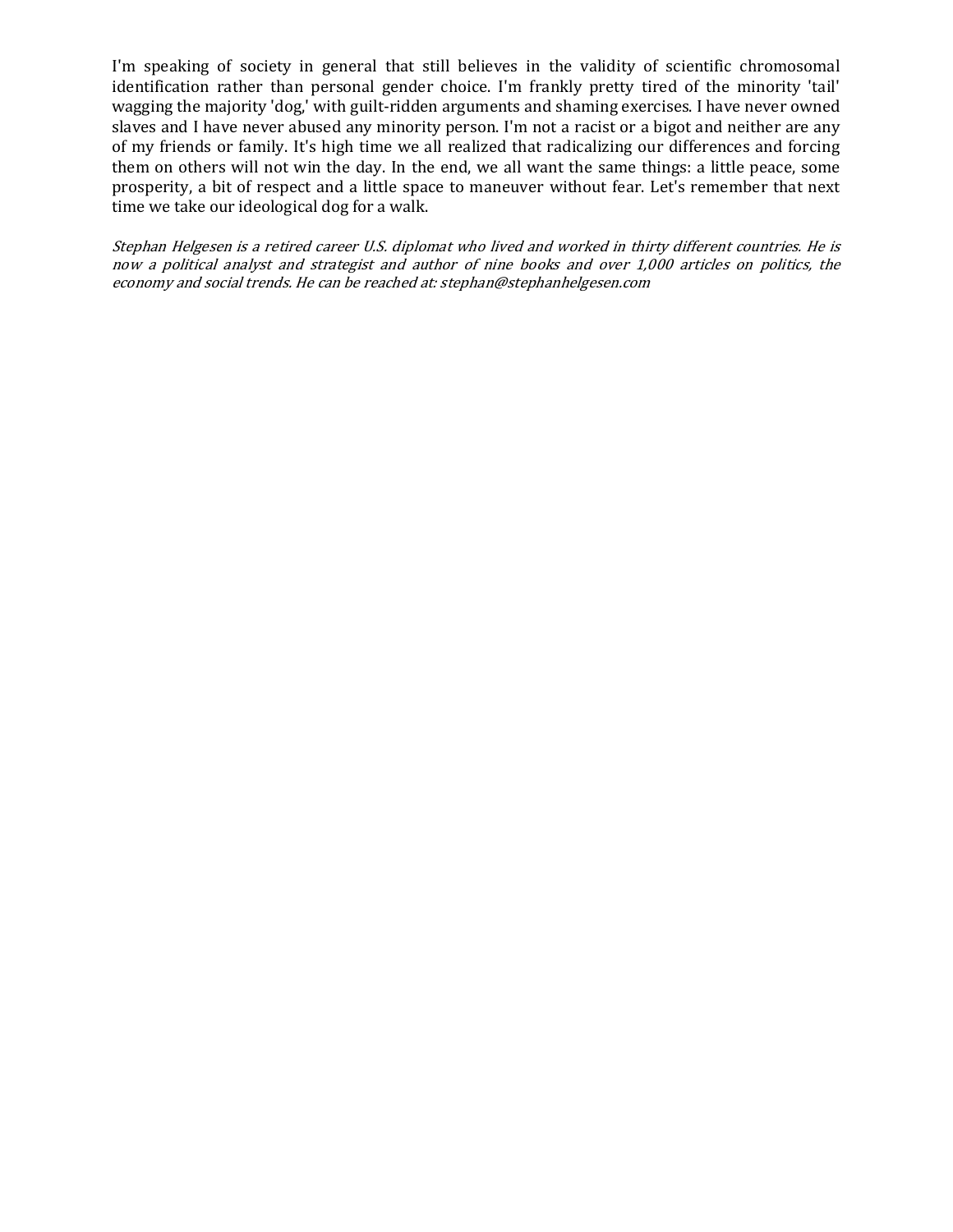I'm speaking of society in general that still believes in the validity of scientific chromosomal identification rather than personal gender choice. I'm frankly pretty tired of the minority 'tail' wagging the majority 'dog,' with guilt-ridden arguments and shaming exercises. I have never owned slaves and I have never abused any minority person. I'm not a racist or a bigot and neither are any of my friends or family. It's high time we all realized that radicalizing our differences and forcing them on others will not win the day. In the end, we all want the same things: a little peace, some prosperity, a bit of respect and a little space to maneuver without fear. Let's remember that next time we take our ideological dog for a walk.

*Stephan Helgesen is a retired career U.S. diplomat who lived and worked in thirty different countries. He is now a political analyst and strategist and author of nine books and over 1,000 articles on politics, the economy and social trends. He can be reached at: stephan@stephanhelgesen.com*